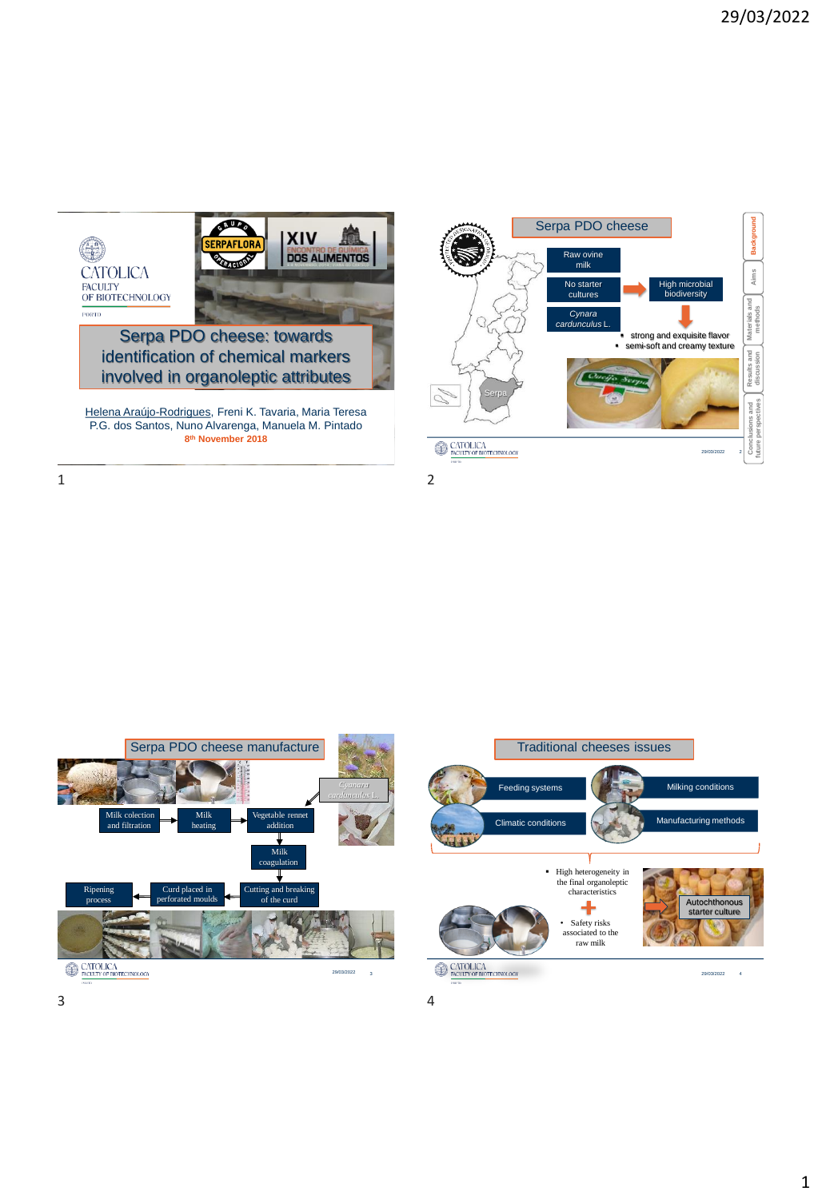## Serpa PDO cheese: towards identification of chemical markers involved in organoleptic attributes

Helena Araújo-Rodrigues, Freni K. Tavaria, Maria Teresa P.G. dos Santos, Nuno Alvarenga, Manuela M. Pintado

8th November 2018

## Serpa PDO cheese

- Raw ovine milk
- No starter cultures → High microbial biodiversity
- *Cynara cardunculus* L.

↓

- strong and exquisite flavor
- semi-soft and creamy texture

Serpa

Background | Aims | Materials and methods | Results and discussion | Conclusions and future perspectives

## Serpa PDO cheese manufacture

Milk collection and filtration → Milk heating → Vegetable rennet addition (*Cynara cardunculus* L.) → Milk coagulation → Cutting and breaking of the curd → Curd placed in perforated moulds → Ripening process

## Traditional cheeses issues

- Feeding systems
- Milking conditions
- Climatic conditions
- Manufacturing methods

- High heterogeneity in the final organoleptic characteristics

+

- Safety risks associated to the raw milk

→ Autochthonous starter culture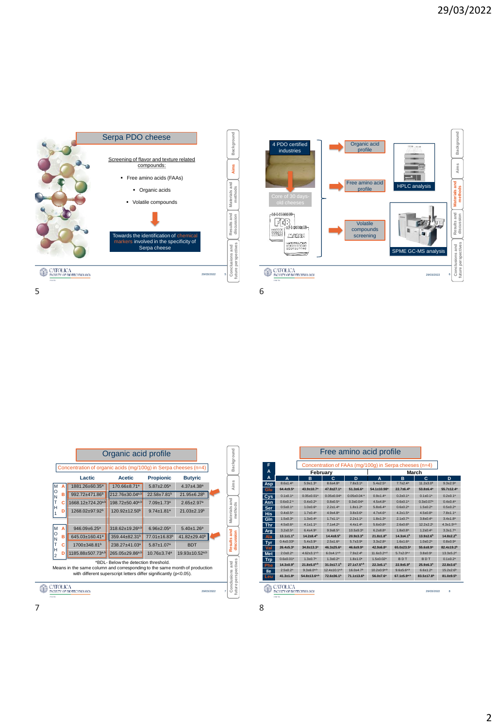## Serpa PDO cheese

Screening of flavor and texture related compounds:

- Free amino acids (FAAs)
  - Organic acids
- Volatile compounds

Towards the identification of chemical markers involved in the specificity of Serpa cheese

---

4 PDO certified industries

Core of 30 days-old cheeses

- Organic acid profile
- Free amino acid profile — HPLC analysis
- Volatile compounds screening — SPME GC-MS analysis

---

## Organic acid profile

Concentration of organic acids (mg/100g) in Serpa cheeses (n=4)

| Month | | Lactic | Acetic | Propionic | Butyric |
|---|---|---|---|---|---|
| MONTH 1 | A | 1881.26±60.35$^{a}$ | 170.66±8.71$^{a}$ | 5.87±2.05$^{a}$ | 4.37±4.38$^{a}$ |
| | B | 992.72±471.86$^{b}$ | 212.76±30.04$^{a,b}$ | 22.58±7.81$^{b}$ | 21.95±6.28$^{b}$ |
| | C | 1668.12±724.20$^{a,b}$ | 198.72±50.40$^{a,b}$ | 7.09±1.73$^{a}$ | 2.65±2.97$^{a}$ |
| | D | 1268.02±97.92$^{b}$ | 120.92±12.50$^{b}$ | 9.74±1.81$^{a}$ | 21.03±2.19$^{b}$ |
| MONTH 2 | A | 946.09±6.25$^{a}$ | 318.62±19.26$^{a,b}$ | 6.96±2.05$^{a}$ | 5.40±1.26$^{a}$ |
| | B | 645.03±160.41$^{a}$ | 359.44±82.31$^{b}$ | 77.01±16.83$^{b}$ | 41.82±29.40$^{b}$ |
| | C | 1700±348.81$^{b}$ | 238.27±41.03$^{a}$ | 5.87±1.07$^{a}$ | BDT |
| | D | 1185.88±507.73$^{a,b}$ | 265.05±29.86$^{a,b}$ | 10.76±3.74$^{a}$ | 19.93±10.52$^{a,b}$ |

*BDL- Below the detection threshold.
Means in the same column and corresponding to the same month of production with different superscript letters differ significantly (p<0.05).

---

## Free amino acid profile

Concentration of FAAs (mg/100g) in Serpa cheeses (n=4)

| FAA | February A | February B | February C | February D | March A | March B | March C | March D |
|---|---|---|---|---|---|---|---|---|
| Asp | 8.6±1.4$^{a}$ | 5.9±1.3$^{b}$ | 8.6±4.8$^{a}$ | 7.8±3.1$^{a}$ | 5.4±2.5$^{a}$ | 7.7±2.4$^{a}$ | 11.2±3.0$^{a}$ | 9.3±2.9$^{a}$ |
| Glu | 64.4±9.5$^{a}$ | 43.9±10.7$^{a}$ | 47.8±27.1$^{a}$ | 51.3±6.6$^{a}$ | 54.1±10.98$^{a}$ | 22.7±6.4$^{b}$ | 53.8±6.4$^{a}$ | 55.7±12.4$^{a}$ |
| Cys | 0.1±0.1$^{a}$ | 0.05±0.01$^{a}$ | 0.05±0.04$^{a}$ | 0.05±0.04$^{a}$ | 0.9±1.4$^{a}$ | 0.2±0.1$^{a}$ | 0.1±0.1$^{a}$ | 0.2±0.1$^{a}$ |
| Asn | 0.6±0.2$^{a}$ | 0.4±0.2$^{a}$ | 0.8±0.5$^{a}$ | 0.3±0.04$^{a}$ | 4.5±4.8$^{a}$ | 0.6±0.1$^{a}$ | 0.3±0.07$^{a}$ | 0.4±0.4$^{a}$ |
| Ser | 0.5±0.1$^{a}$ | 1.0±0.6$^{a}$ | 2.2±1.4$^{a}$ | 1.8±1.2$^{a}$ | 5.8±6.4$^{a}$ | 0.6±0.2$^{a}$ | 1.5±0.2$^{a}$ | 0.5±0.2$^{a}$ |
| His | 0.4±0.5$^{a}$ | 1.7±0.4$^{a}$ | 4.9±4.8$^{a}$ | 3.8±3.6$^{a}$ | 4.7±4.6$^{a}$ | 4.2±1.5$^{a}$ | 4.5±0.8$^{a}$ | 7.8±1.1$^{a}$ |
| Gln | 1.5±0.3$^{a}$ | 1.3±0.4$^{a}$ | 1.7±1.1$^{a}$ | 2.2±1.1$^{a}$ | 1.8±1.3$^{a}$ | 2.1±0.7$^{a}$ | 3.8±0.4$^{a}$ | 3.4±1.8$^{a}$ |
| Thr | 4.5±0.6$^{a}$ | 4.1±1.1$^{a}$ | 7.1±4.2$^{a}$ | 4.4±1.4$^{a}$ | 5.6±0.8$^{a}$ | 2.6±0.6$^{b}$ | 12.2±2.2$^{c}$ | 4.3±1.5$^{a,b}$ |
| Arg | 3.2±0.5$^{a}$ | 6.4±4.9$^{a}$ | 9.9±8.5$^{a}$ | 10.5±9.3$^{a}$ | 6.2±8.8$^{a}$ | 1.8±0.8$^{a}$ | 1.2±0.4$^{a}$ | 3.3±1.7$^{a}$ |
| Ala | 13.1±1.1$^{a}$ | 14.2±8.4$^{a}$ | 14.4±8.5$^{a}$ | 20.9±3.3$^{a}$ | 21.8±1.8$^{a}$ | 14.3±4.1$^{b}$ | 13.9±2.6$^{b}$ | 14.8±2.2$^{b}$ |
| Tyr | 0.4±0.03$^{a}$ | 5.4±3.9$^{a}$ | 2.5±1.6$^{a}$ | 5.7±3.9$^{a}$ | 3.3±2.8$^{a}$ | 1.6±1.6$^{a}$ | 1.0±0.2$^{a}$ | 0.8±0.9$^{a}$ |
| Val | 26.4±5.3$^{a}$ | 34.8±13.3$^{a}$ | 46.3±25.6$^{a}$ | 46.6±9.9$^{a}$ | 42.9±6.8$^{a}$ | 65.0±23.5$^{a}$ | 55.6±8.9$^{a}$ | 82.4±19.2$^{a}$ |
| Met | 2.0±0.2$^{a}$ | 4.62±3.1$^{a,b}$ | 6.0±4.1$^{a,b}$ | 7.9±2.4$^{b}$ | 11.6±3.2$^{a,c}$ | 5.7±2.0$^{a,c}$ | 3.8±0.9$^{c}$ | 13.3±5.2$^{d}$ |
| Trp | 0.6±0.01$^{a}$ | 1.3±0.7$^{a}$ | 1.3±0.2$^{a}$ | 1.8±1.0$^{a}$ | 1.5±0.02$^{a}$ | BDT | BDT | 0.1±0.2$^{a}$ |
| Phe | 14.3±0.9$^{a}$ | 21.8±5.0$^{a,b}$ | 31.0±17.1$^{b}$ | 27.1±7.5$^{a,b}$ | 22.3±5.1$^{a}$ | 22.9±5.9$^{a}$ | 25.9±6.3$^{a}$ | 22.8±3.6$^{a}$ |
| Ile | 2.5±0.2$^{a}$ | 9.3±6.0$^{a,b}$ | 12.4±10.1$^{a,b}$ | 16.0±4.7$^{b}$ | 10.2±0.9$^{a,b}$ | 9.6±5.6$^{a,b}$ | 6.6±1.2$^{a}$ | 15.2±2.6$^{b}$ |
| Leu | 41.3±1.8$^{a}$ | 54.8±13.6$^{a,b}$ | 72.6±36.1$^{b}$ | 71.1±13.6$^{b}$ | 56.0±7.6$^{a}$ | 67.1±5.9$^{a,b}$ | 83.5±17.8$^{b}$ | 81.0±9.5$^{b}$ |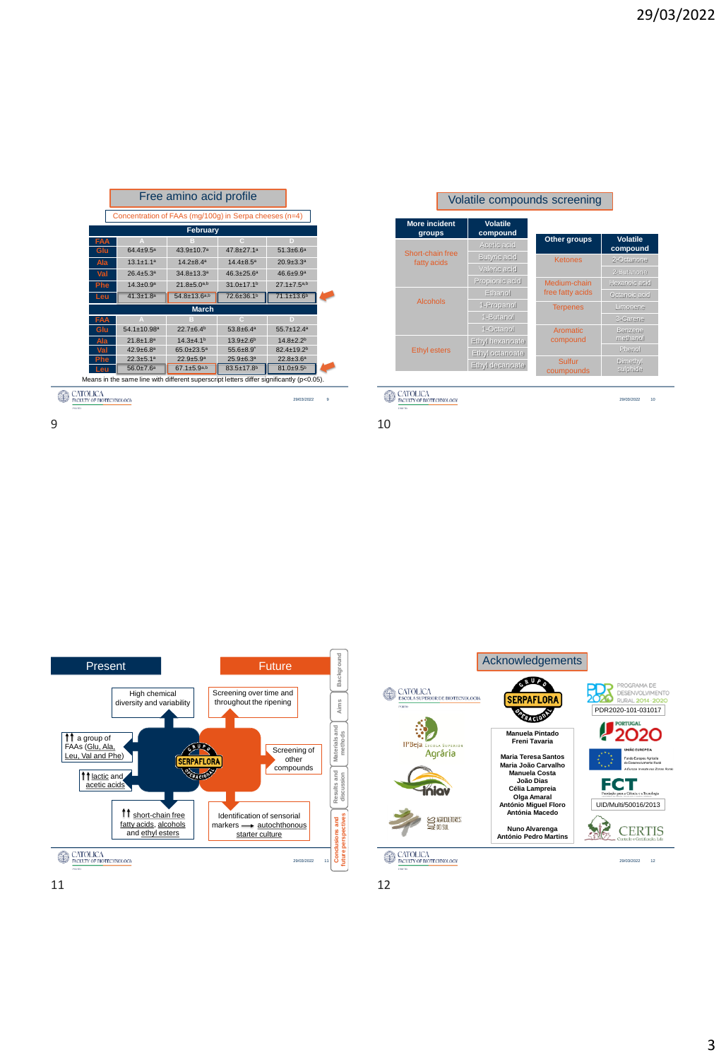## Free amino acid profile

Concentration of FAAs (mg/100g) in Serpa cheeses (n=4)

| FAA | A | B | C | D |
|---|---|---|---|---|
| **February** | | | | |
| Glu | 64.4±9.5[a] | 43.9±10.7[a] | 47.8±27.1[a] | 51.3±6.6[a] |
| Ala | 13.1±1.1[a] | 14.2±8.4[a] | 14.4±8.5[a] | 20.9±3.3[a] |
| Val | 26.4±5.3[a] | 34.8±13.3[a] | 46.3±25.6[a] | 46.6±9.9[a] |
| Phe | 14.3±0.9[a] | 21.8±5.0[a,b] | 31.0±17.1[b] | 27.1±7.5[a,b] |
| Leu | 41.3±1.8[a] | 54.8±13.6[a,b] | 72.6±36.1[b] | 71.1±13.6[b] |
| **March** | | | | |
| Glu | 54.1±10.98[a] | 22.7±6.4[b] | 53.8±6.4[a] | 55.7±12.4[a] |
| Ala | 21.8±1.8[a] | 14.3±4.1[b] | 13.9±2.6[b] | 14.8±2.2[b] |
| Val | 42.9±6.8[a] | 65.0±23.5[a] | 55.6±8.9[c] | 82.4±19.2[b] |
| Phe | 22.3±5.1[a] | 22.9±5.9[a] | 25.9±6.3[a] | 22.8±3.6[a] |
| Leu | 56.0±7.6[a] | 67.1±5.9[a,b] | 83.5±17.8[b] | 81.0±9.5[b] |

Means in the same line with different superscript letters differ significantly ($p<0.05$).

## Volatile compounds screening

| More incident groups | Volatile compound |
|---|---|
| Short-chain free fatty acids | Acetic acid |
| | Butyric acid |
| | Valeric acid |
| | Propionic acid |
| Alcohols | Ethanol |
| | 1-Propanol |
| | 1-Butanol |
| | 1-Octanol |
| Ethyl esters | Ethyl hexanoate |
| | Ethyl octanoate |
| | Ethyl decanoate |

| Other groups | Volatile compound |
|---|---|
| Ketones | 2-Octanone |
| | 2-Butanone |
| Medium-chain free fatty acids | Hexanoic acid |
| | Octanoic acid |
| Terpenes | Limonene |
| | 3-Carene |
| Aromatic compound | Benzene methanol |
| | Phenol |
| Sulfur compounds | Dimethyl sulphide |

## Present / Future

**Present**

- High chemical diversity and variability
- ↑↑ a group of FAAs (Glu, Ala, Leu, Val and Phe)
- ↑↑ lactic and acetic acids
- ↑↑ short-chain free fatty acids, alcohols and ethyl esters

**Future**

- Screening over time and throughout the ripening
- Screening of other compounds
- Identification of sensorial markers → autochthonous starter culture

Background | Aims | Materials and methods | Results and discussion | Conclusions and future perspectives

## Acknowledgements

CATÓLICA Escola Superior de Biotecnologia

IPBeja Escola Superior Agrária

iniav

ACOS Agricultores do Sul

Grupo Operacional SERPAFLORA

Manuela Pintado
Freni Tavaria

Maria Teresa Santos
Maria João Carvalho
Manuela Costa
João Dias
Célia Lampreia
Olga Amaral
António Miguel Floro
Antónia Macedo

Nuno Alvarenga
António Pedro Martins

PDR2020 Programa de Desenvolvimento Rural 2014-2020

PDR2020-101-031017

Portugal 2020

União Europeia – Fundo Europeu Agrícola de Desenvolvimento Rural – A Europa investe nas Zonas Rurais

FCT Fundação para a Ciência e a Tecnologia

UID/Multi/50016/2013

CERTIS Controlo e Certificação, Lda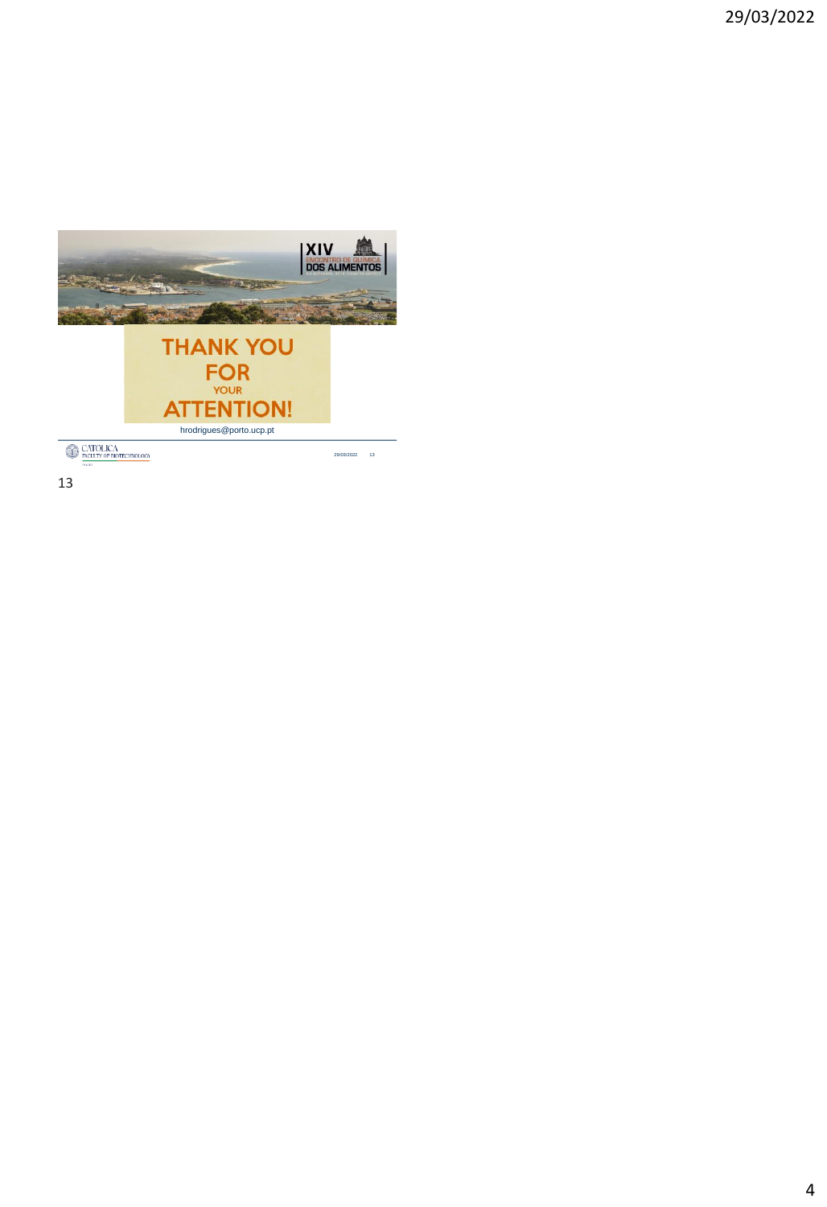XIV
ENCONTRO DE QUÍMICA
DOS ALIMENTOS

# THANK YOU FOR YOUR ATTENTION!

hrodrigues@porto.ucp.pt

CATÓLICA
FACULTY OF BIOTECHNOLOGY